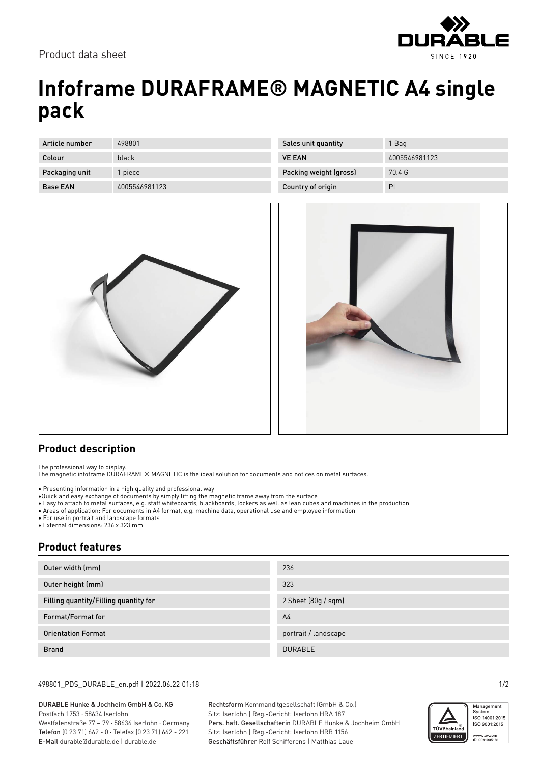Product data sheet

# Infoframe DURAFRAME® MAGNETIC A4 single pack

| Article number | 498801 | Sales unit quantity | 1 Bag |
|---|---|---|---|
| Colour | black | VE EAN | 4005546981123 |
| Packaging unit | 1 piece | Packing weight (gross) | 70.4 G |
| Base EAN | 4005546981123 | Country of origin | PL |

## Product description

The professional way to display.
The magnetic infoframe DURAFRAME® MAGNETIC is the ideal solution for documents and notices on metal surfaces.

- Presenting information in a high quality and professional way
- Quick and easy exchange of documents by simply lifting the magnetic frame away from the surface
- Easy to attach to metal surfaces, e.g. staff whiteboards, blackboards, lockers as well as lean cubes and machines in the production
- Areas of application: For documents in A4 format, e.g. machine data, operational use and employee information
- For use in portrait and landscape formats
- External dimensions: 236 x 323 mm

## Product features

| Feature | Value |
|---|---|
| Outer width (mm) | 236 |
| Outer height (mm) | 323 |
| Filling quantity/Filling quantity for | 2 Sheet (80g / sqm) |
| Format/Format for | A4 |
| Orientation Format | portrait / landscape |
| Brand | DURABLE |

498801_PDS_DURABLE_en.pdf | 2022.06.22 01:18

DURABLE Hunke & Jochheim GmbH & Co. KG
Postfach 1753 · 58634 Iserlohn
Westfalenstraße 77 – 79 · 58636 Iserlohn · Germany
**Telefon** (0 23 71) 662 - 0 · Telefax (0 23 71) 662 - 221
**E-Mail** durable@durable.de | durable.de

**Rechtsform** Kommanditgesellschaft (GmbH & Co.)
Sitz: Iserlohn | Reg.-Gericht: Iserlohn HRA 187
**Pers. haft. Gesellschafterin** DURABLE Hunke & Jochheim GmbH
Sitz: Iserlohn | Reg.-Gericht: Iserlohn HRB 1156
**Geschäftsführer** Rolf Schifferens | Matthias Laue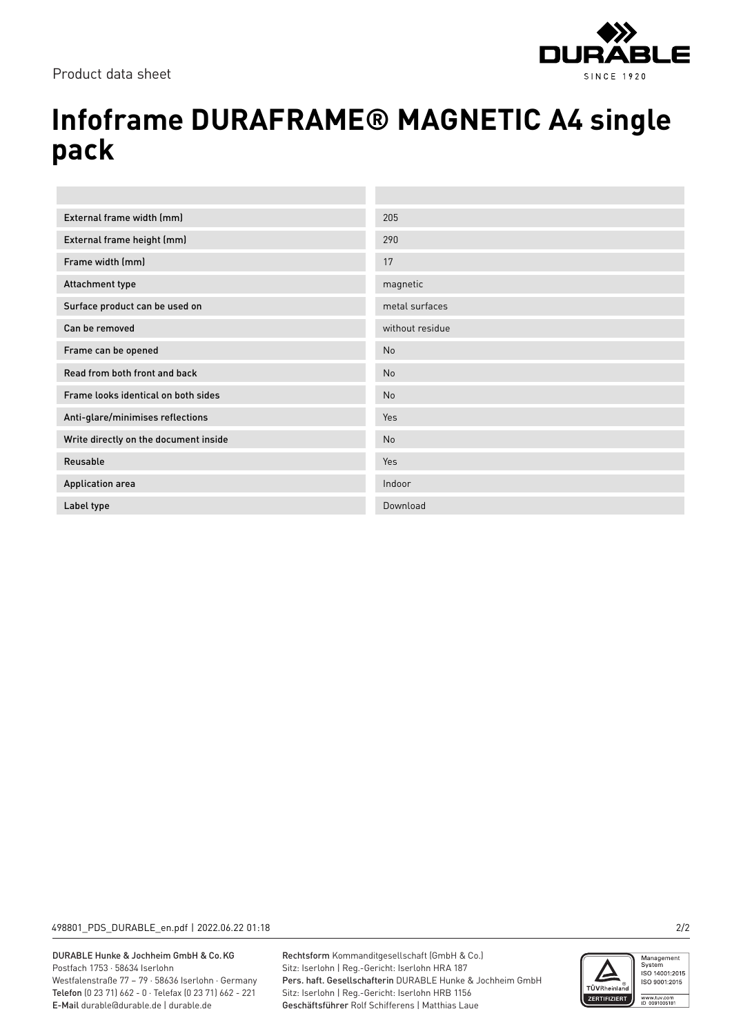Product data sheet

# Infoframe DURAFRAME® MAGNETIC A4 single pack

| | |
|---|---|
| External frame width (mm) | 205 |
| External frame height (mm) | 290 |
| Frame width (mm) | 17 |
| Attachment type | magnetic |
| Surface product can be used on | metal surfaces |
| Can be removed | without residue |
| Frame can be opened | No |
| Read from both front and back | No |
| Frame looks identical on both sides | No |
| Anti-glare/minimises reflections | Yes |
| Write directly on the document inside | No |
| Reusable | Yes |
| Application area | Indoor |
| Label type | Download |

498801_PDS_DURABLE_en.pdf | 2022.06.22 01:18

DURABLE Hunke & Jochheim GmbH & Co. KG
Postfach 1753 · 58634 Iserlohn
Westfalenstraße 77 – 79 · 58636 Iserlohn · Germany
**Telefon** (0 23 71) 662 - 0 · Telefax (0 23 71) 662 - 221
**E-Mail** durable@durable.de | durable.de

**Rechtsform** Kommanditgesellschaft (GmbH & Co.)
Sitz: Iserlohn | Reg.-Gericht: Iserlohn HRA 187
**Pers. haft. Gesellschafterin** DURABLE Hunke & Jochheim GmbH
Sitz: Iserlohn | Reg.-Gericht: Iserlohn HRB 1156
**Geschäftsführer** Rolf Schifferens | Matthias Laue